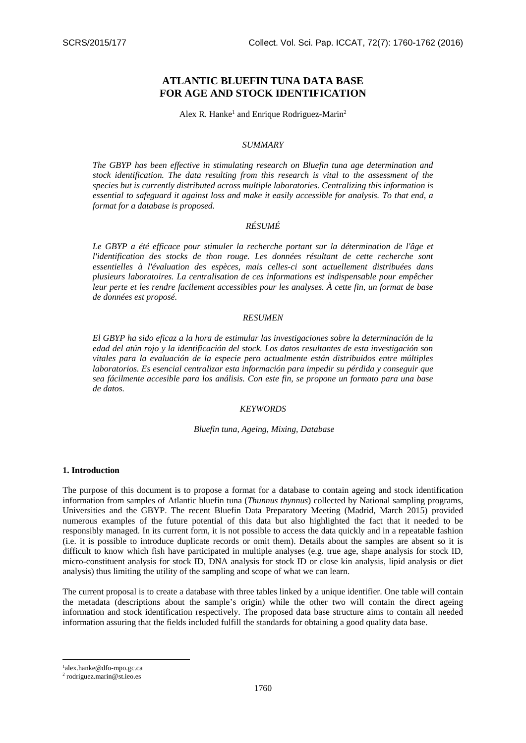# ATLANTIC BLUEFIN TUNA DATA BASE FOR AGE AND STOCK IDENTIFICATION

Alex R. Hanke[1] and Enrique Rodriguez-Marin[2]

## *SUMMARY*

*The GBYP has been effective in stimulating research on Bluefin tuna age determination and stock identification. The data resulting from this research is vital to the assessment of the species but is currently distributed across multiple laboratories. Centralizing this information is essential to safeguard it against loss and make it easily accessible for analysis. To that end, a format for a database is proposed.*

## *RÉSUMÉ*

*Le GBYP a été efficace pour stimuler la recherche portant sur la détermination de l'âge et l'identification des stocks de thon rouge. Les données résultant de cette recherche sont essentielles à l'évaluation des espèces, mais celles-ci sont actuellement distribuées dans plusieurs laboratoires. La centralisation de ces informations est indispensable pour empêcher leur perte et les rendre facilement accessibles pour les analyses. À cette fin, un format de base de données est proposé.*

## *RESUMEN*

*El GBYP ha sido eficaz a la hora de estimular las investigaciones sobre la determinación de la edad del atún rojo y la identificación del stock. Los datos resultantes de esta investigación son vitales para la evaluación de la especie pero actualmente están distribuidos entre múltiples laboratorios. Es esencial centralizar esta información para impedir su pérdida y conseguir que sea fácilmente accesible para los análisis. Con este fin, se propone un formato para una base de datos.*

## *KEYWORDS*

*Bluefin tuna, Ageing, Mixing, Database*

## 1. Introduction

The purpose of this document is to propose a format for a database to contain ageing and stock identification information from samples of Atlantic bluefin tuna (*Thunnus thynnus*) collected by National sampling programs, Universities and the GBYP. The recent Bluefin Data Preparatory Meeting (Madrid, March 2015) provided numerous examples of the future potential of this data but also highlighted the fact that it needed to be responsibly managed. In its current form, it is not possible to access the data quickly and in a repeatable fashion (i.e. it is possible to introduce duplicate records or omit them). Details about the samples are absent so it is difficult to know which fish have participated in multiple analyses (e.g. true age, shape analysis for stock ID, micro-constituent analysis for stock ID, DNA analysis for stock ID or close kin analysis, lipid analysis or diet analysis) thus limiting the utility of the sampling and scope of what we can learn.

The current proposal is to create a database with three tables linked by a unique identifier. One table will contain the metadata (descriptions about the sample's origin) while the other two will contain the direct ageing information and stock identification respectively. The proposed data base structure aims to contain all needed information assuring that the fields included fulfill the standards for obtaining a good quality data base.

---

[1] alex.hanke@dfo-mpo.gc.ca

[2] rodriguez.marin@st.ieo.es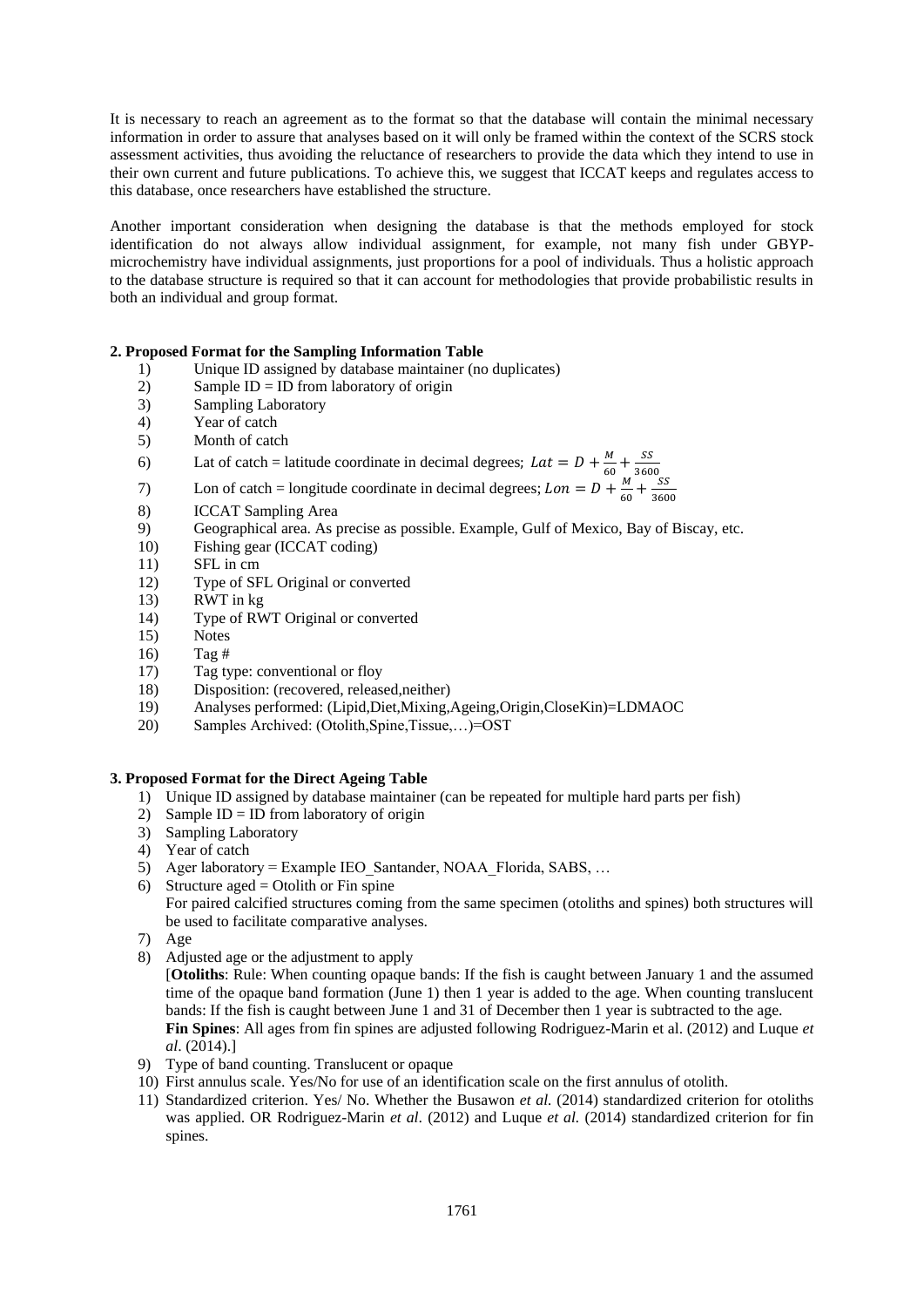It is necessary to reach an agreement as to the format so that the database will contain the minimal necessary information in order to assure that analyses based on it will only be framed within the context of the SCRS stock assessment activities, thus avoiding the reluctance of researchers to provide the data which they intend to use in their own current and future publications. To achieve this, we suggest that ICCAT keeps and regulates access to this database, once researchers have established the structure.

Another important consideration when designing the database is that the methods employed for stock identification do not always allow individual assignment, for example, not many fish under GBYP-microchemistry have individual assignments, just proportions for a pool of individuals. Thus a holistic approach to the database structure is required so that it can account for methodologies that provide probabilistic results in both an individual and group format.

## 2. Proposed Format for the Sampling Information Table

1) Unique ID assigned by database maintainer (no duplicates)
2) Sample ID = ID from laboratory of origin
3) Sampling Laboratory
4) Year of catch
5) Month of catch
6) Lat of catch = latitude coordinate in decimal degrees; $Lat = D + \frac{M}{60} + \frac{SS}{3600}$
7) Lon of catch = longitude coordinate in decimal degrees; $Lon = D + \frac{M}{60} + \frac{SS}{3600}$
8) ICCAT Sampling Area
9) Geographical area. As precise as possible. Example, Gulf of Mexico, Bay of Biscay, etc.
10) Fishing gear (ICCAT coding)
11) SFL in cm
12) Type of SFL Original or converted
13) RWT in kg
14) Type of RWT Original or converted
15) Notes
16) Tag #
17) Tag type: conventional or floy
18) Disposition: (recovered, released,neither)
19) Analyses performed: (Lipid,Diet,Mixing,Ageing,Origin,CloseKin)=LDMAOC
20) Samples Archived: (Otolith,Spine,Tissue,…)=OST

## 3. Proposed Format for the Direct Ageing Table

1) Unique ID assigned by database maintainer (can be repeated for multiple hard parts per fish)
2) Sample ID = ID from laboratory of origin
3) Sampling Laboratory
4) Year of catch
5) Ager laboratory = Example IEO_Santander, NOAA_Florida, SABS, …
6) Structure aged = Otolith or Fin spine
   For paired calcified structures coming from the same specimen (otoliths and spines) both structures will be used to facilitate comparative analyses.
7) Age
8) Adjusted age or the adjustment to apply
   [**Otoliths**: Rule: When counting opaque bands: If the fish is caught between January 1 and the assumed time of the opaque band formation (June 1) then 1 year is added to the age. When counting translucent bands: If the fish is caught between June 1 and 31 of December then 1 year is subtracted to the age.
   **Fin Spines**: All ages from fin spines are adjusted following Rodriguez-Marin et al. (2012) and Luque *et al*. (2014).]
9) Type of band counting. Translucent or opaque
10) First annulus scale. Yes/No for use of an identification scale on the first annulus of otolith.
11) Standardized criterion. Yes/ No. Whether the Busawon *et al.* (2014) standardized criterion for otoliths was applied. OR Rodriguez-Marin *et al*. (2012) and Luque *et al.* (2014) standardized criterion for fin spines.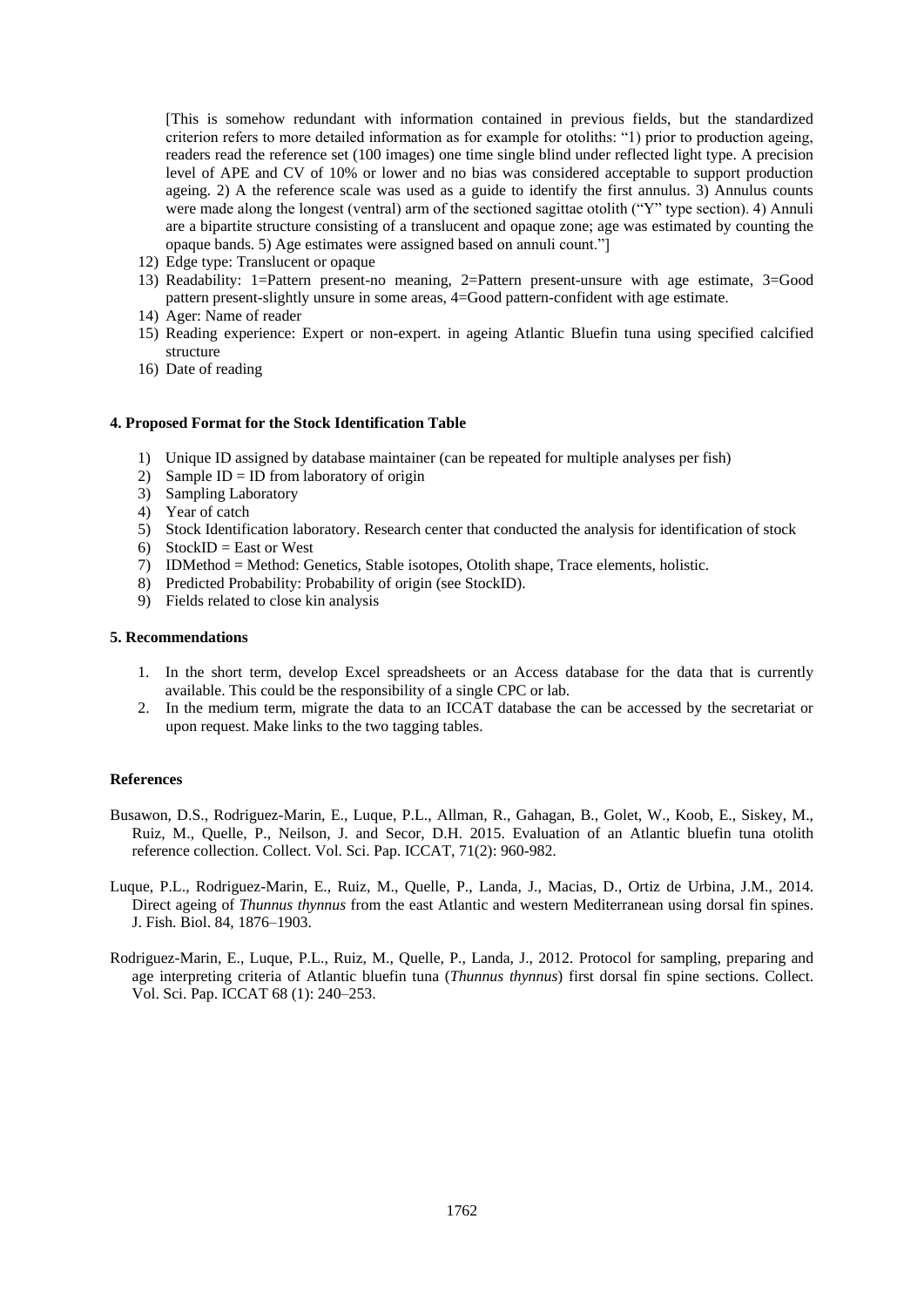[This is somehow redundant with information contained in previous fields, but the standardized criterion refers to more detailed information as for example for otoliths: "1) prior to production ageing, readers read the reference set (100 images) one time single blind under reflected light type. A precision level of APE and CV of 10% or lower and no bias was considered acceptable to support production ageing. 2) A the reference scale was used as a guide to identify the first annulus. 3) Annulus counts were made along the longest (ventral) arm of the sectioned sagittae otolith ("Y" type section). 4) Annuli are a bipartite structure consisting of a translucent and opaque zone; age was estimated by counting the opaque bands. 5) Age estimates were assigned based on annuli count."]

12) Edge type: Translucent or opaque
13) Readability: 1=Pattern present-no meaning, 2=Pattern present-unsure with age estimate, 3=Good pattern present-slightly unsure in some areas, 4=Good pattern-confident with age estimate.
14) Ager: Name of reader
15) Reading experience: Expert or non-expert. in ageing Atlantic Bluefin tuna using specified calcified structure
16) Date of reading

#### 4. Proposed Format for the Stock Identification Table

1) Unique ID assigned by database maintainer (can be repeated for multiple analyses per fish)
2) Sample ID = ID from laboratory of origin
3) Sampling Laboratory
4) Year of catch
5) Stock Identification laboratory. Research center that conducted the analysis for identification of stock
6) StockID = East or West
7) IDMethod = Method: Genetics, Stable isotopes, Otolith shape, Trace elements, holistic.
8) Predicted Probability: Probability of origin (see StockID).
9) Fields related to close kin analysis

#### 5. Recommendations

1. In the short term, develop Excel spreadsheets or an Access database for the data that is currently available. This could be the responsibility of a single CPC or lab.
2. In the medium term, migrate the data to an ICCAT database the can be accessed by the secretariat or upon request. Make links to the two tagging tables.

#### References

Busawon, D.S., Rodriguez-Marin, E., Luque, P.L., Allman, R., Gahagan, B., Golet, W., Koob, E., Siskey, M., Ruiz, M., Quelle, P., Neilson, J. and Secor, D.H. 2015. Evaluation of an Atlantic bluefin tuna otolith reference collection. Collect. Vol. Sci. Pap. ICCAT, 71(2): 960-982.

Luque, P.L., Rodriguez-Marin, E., Ruiz, M., Quelle, P., Landa, J., Macias, D., Ortiz de Urbina, J.M., 2014. Direct ageing of *Thunnus thynnus* from the east Atlantic and western Mediterranean using dorsal fin spines. J. Fish. Biol. 84, 1876–1903.

Rodriguez-Marin, E., Luque, P.L., Ruiz, M., Quelle, P., Landa, J., 2012. Protocol for sampling, preparing and age interpreting criteria of Atlantic bluefin tuna (*Thunnus thynnus*) first dorsal fin spine sections. Collect. Vol. Sci. Pap. ICCAT 68 (1): 240–253.